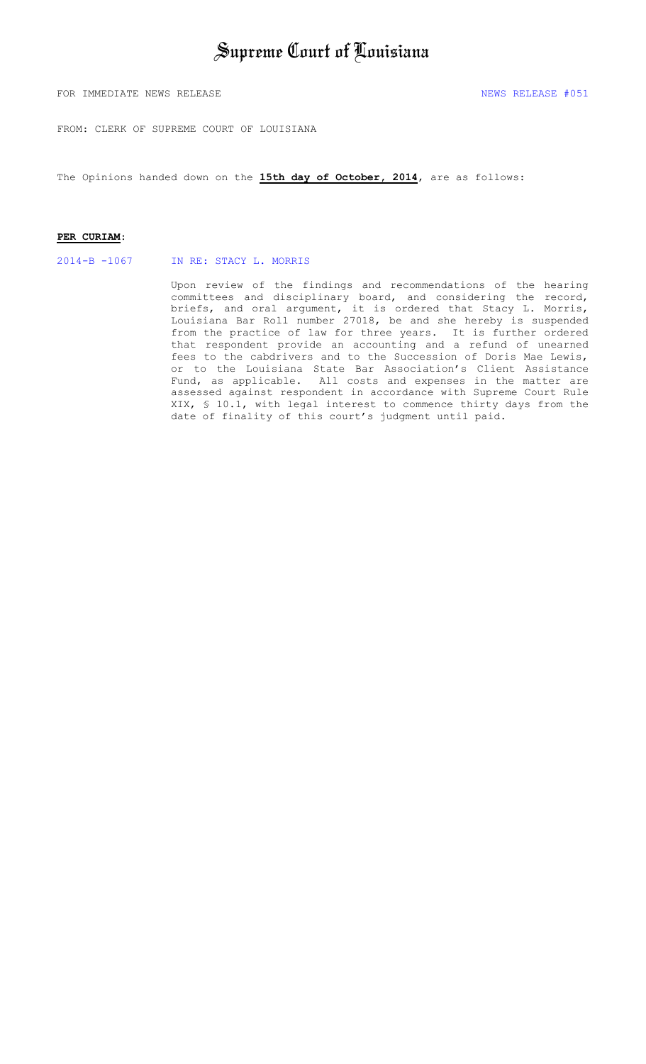# Supreme Court of Louisiana

FOR IMMEDIATE NEWS RELEASE NEWS RELEASE #051

FROM: CLERK OF SUPREME COURT OF LOUISIANA

The Opinions handed down on the **15th day of October, 2014**, are as follows:

**PER CURIAM**:

2014-B -1067 IN RE: STACY L. MORRIS

Upon review of the findings and recommendations of the hearing committees and disciplinary board, and considering the record, briefs, and oral argument, it is ordered that Stacy L. Morris, Louisiana Bar Roll number 27018, be and she hereby is suspended from the practice of law for three years. It is further ordered that respondent provide an accounting and a refund of unearned fees to the cabdrivers and to the Succession of Doris Mae Lewis, or to the Louisiana State Bar Association's Client Assistance Fund, as applicable. All costs and expenses in the matter are assessed against respondent in accordance with Supreme Court Rule XIX, § 10.1, with legal interest to commence thirty days from the date of finality of this court's judgment until paid.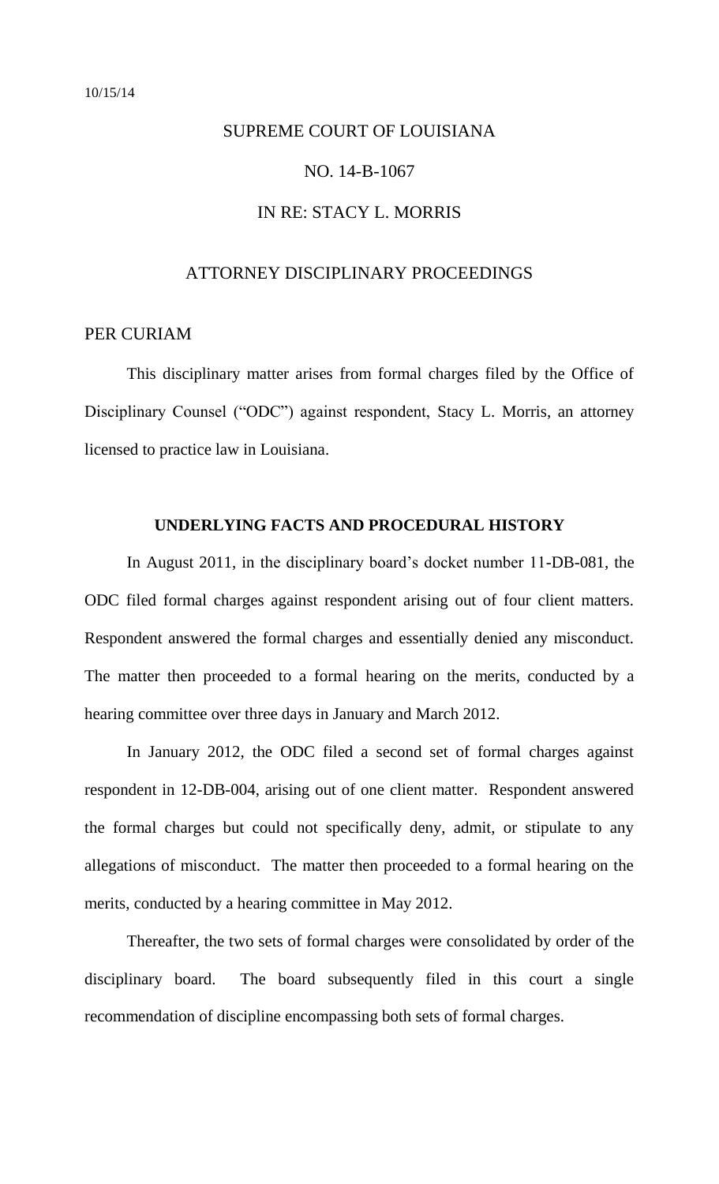10/15/14

# SUPREME COURT OF LOUISIANA

## NO. 14-B-1067

## IN RE: STACY L. MORRIS

## ATTORNEY DISCIPLINARY PROCEEDINGS

PER CURIAM

This disciplinary matter arises from formal charges filed by the Office of Disciplinary Counsel ("ODC") against respondent, Stacy L. Morris, an attorney licensed to practice law in Louisiana.

### UNDERLYING FACTS AND PROCEDURAL HISTORY

In August 2011, in the disciplinary board's docket number 11-DB-081, the ODC filed formal charges against respondent arising out of four client matters. Respondent answered the formal charges and essentially denied any misconduct. The matter then proceeded to a formal hearing on the merits, conducted by a hearing committee over three days in January and March 2012.

In January 2012, the ODC filed a second set of formal charges against respondent in 12-DB-004, arising out of one client matter. Respondent answered the formal charges but could not specifically deny, admit, or stipulate to any allegations of misconduct. The matter then proceeded to a formal hearing on the merits, conducted by a hearing committee in May 2012.

Thereafter, the two sets of formal charges were consolidated by order of the disciplinary board. The board subsequently filed in this court a single recommendation of discipline encompassing both sets of formal charges.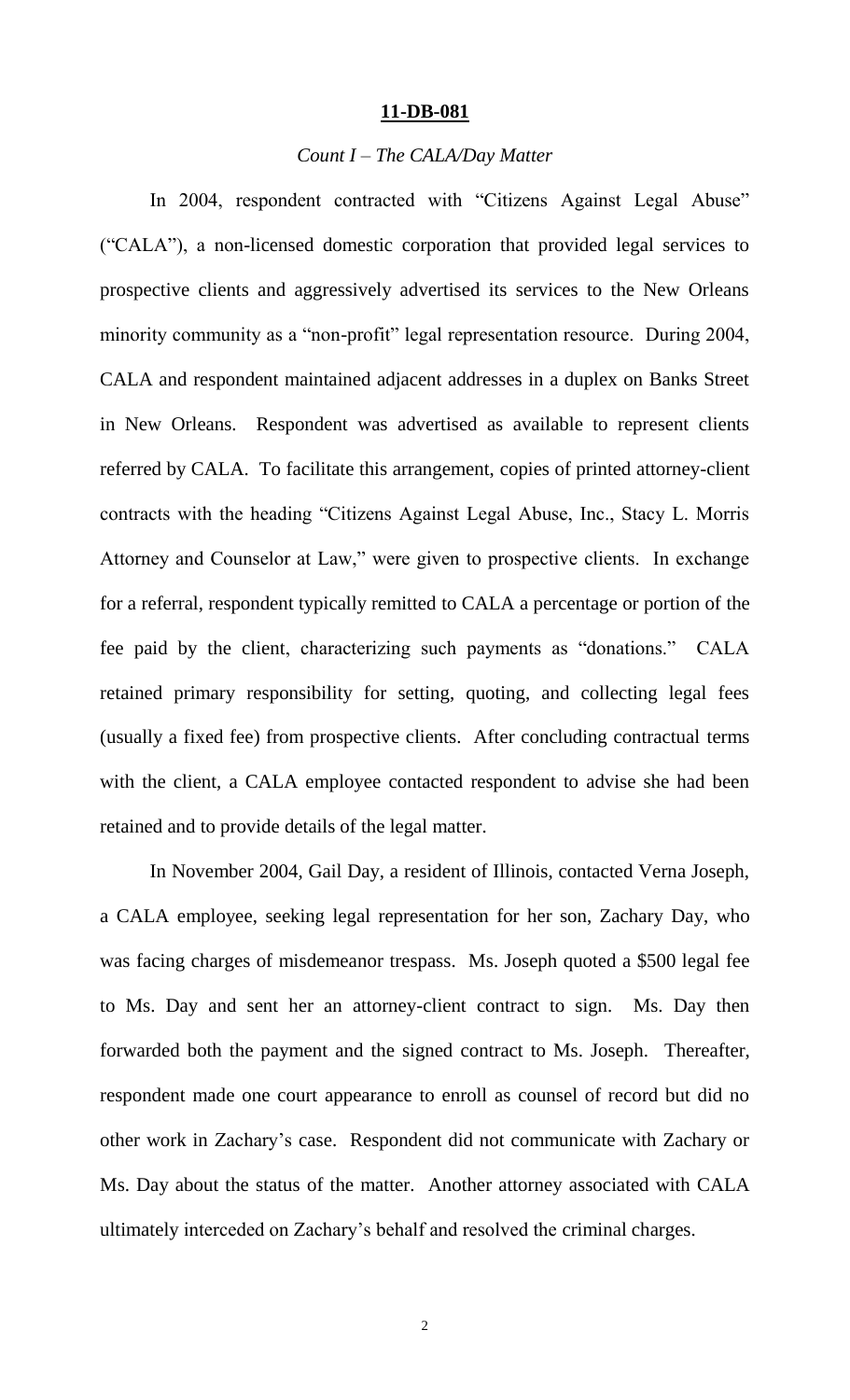**11-DB-081**

*Count I – The CALA/Day Matter*

In 2004, respondent contracted with "Citizens Against Legal Abuse" ("CALA"), a non-licensed domestic corporation that provided legal services to prospective clients and aggressively advertised its services to the New Orleans minority community as a "non-profit" legal representation resource. During 2004, CALA and respondent maintained adjacent addresses in a duplex on Banks Street in New Orleans. Respondent was advertised as available to represent clients referred by CALA. To facilitate this arrangement, copies of printed attorney-client contracts with the heading "Citizens Against Legal Abuse, Inc., Stacy L. Morris Attorney and Counselor at Law," were given to prospective clients. In exchange for a referral, respondent typically remitted to CALA a percentage or portion of the fee paid by the client, characterizing such payments as "donations." CALA retained primary responsibility for setting, quoting, and collecting legal fees (usually a fixed fee) from prospective clients. After concluding contractual terms with the client, a CALA employee contacted respondent to advise she had been retained and to provide details of the legal matter.

In November 2004, Gail Day, a resident of Illinois, contacted Verna Joseph, a CALA employee, seeking legal representation for her son, Zachary Day, who was facing charges of misdemeanor trespass. Ms. Joseph quoted a $500 legal fee to Ms. Day and sent her an attorney-client contract to sign. Ms. Day then forwarded both the payment and the signed contract to Ms. Joseph. Thereafter, respondent made one court appearance to enroll as counsel of record but did no other work in Zachary's case. Respondent did not communicate with Zachary or Ms. Day about the status of the matter. Another attorney associated with CALA ultimately interceded on Zachary's behalf and resolved the criminal charges.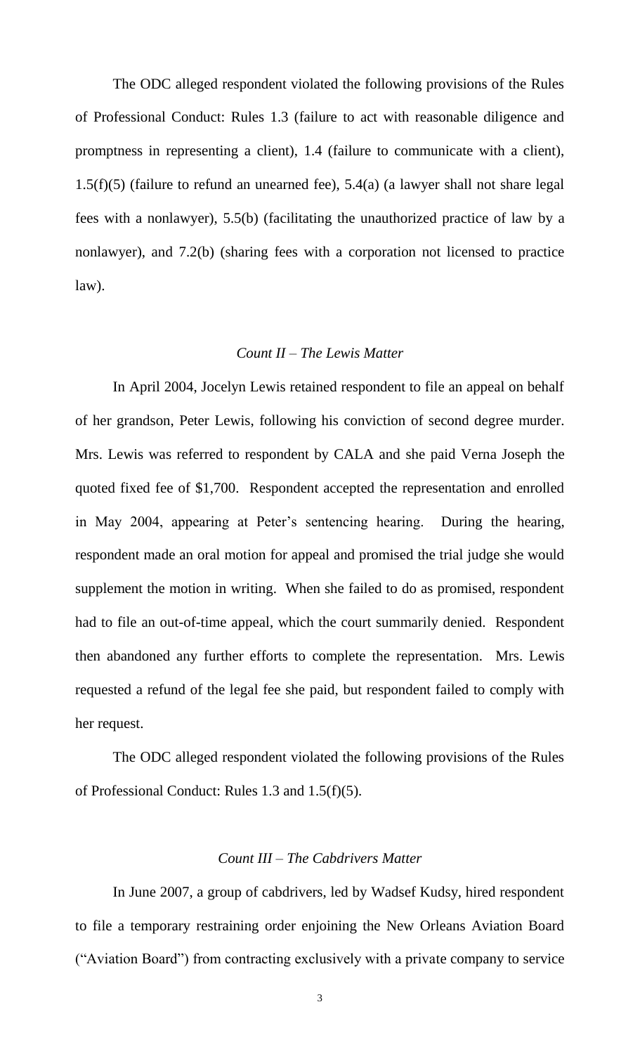The ODC alleged respondent violated the following provisions of the Rules of Professional Conduct: Rules 1.3 (failure to act with reasonable diligence and promptness in representing a client), 1.4 (failure to communicate with a client), 1.5(f)(5) (failure to refund an unearned fee), 5.4(a) (a lawyer shall not share legal fees with a nonlawyer), 5.5(b) (facilitating the unauthorized practice of law by a nonlawyer), and 7.2(b) (sharing fees with a corporation not licensed to practice law).

*Count II – The Lewis Matter*

In April 2004, Jocelyn Lewis retained respondent to file an appeal on behalf of her grandson, Peter Lewis, following his conviction of second degree murder. Mrs. Lewis was referred to respondent by CALA and she paid Verna Joseph the quoted fixed fee of $1,700. Respondent accepted the representation and enrolled in May 2004, appearing at Peter's sentencing hearing. During the hearing, respondent made an oral motion for appeal and promised the trial judge she would supplement the motion in writing. When she failed to do as promised, respondent had to file an out-of-time appeal, which the court summarily denied. Respondent then abandoned any further efforts to complete the representation. Mrs. Lewis requested a refund of the legal fee she paid, but respondent failed to comply with her request.

The ODC alleged respondent violated the following provisions of the Rules of Professional Conduct: Rules 1.3 and 1.5(f)(5).

*Count III – The Cabdrivers Matter*

In June 2007, a group of cabdrivers, led by Wadsef Kudsy, hired respondent to file a temporary restraining order enjoining the New Orleans Aviation Board ("Aviation Board") from contracting exclusively with a private company to service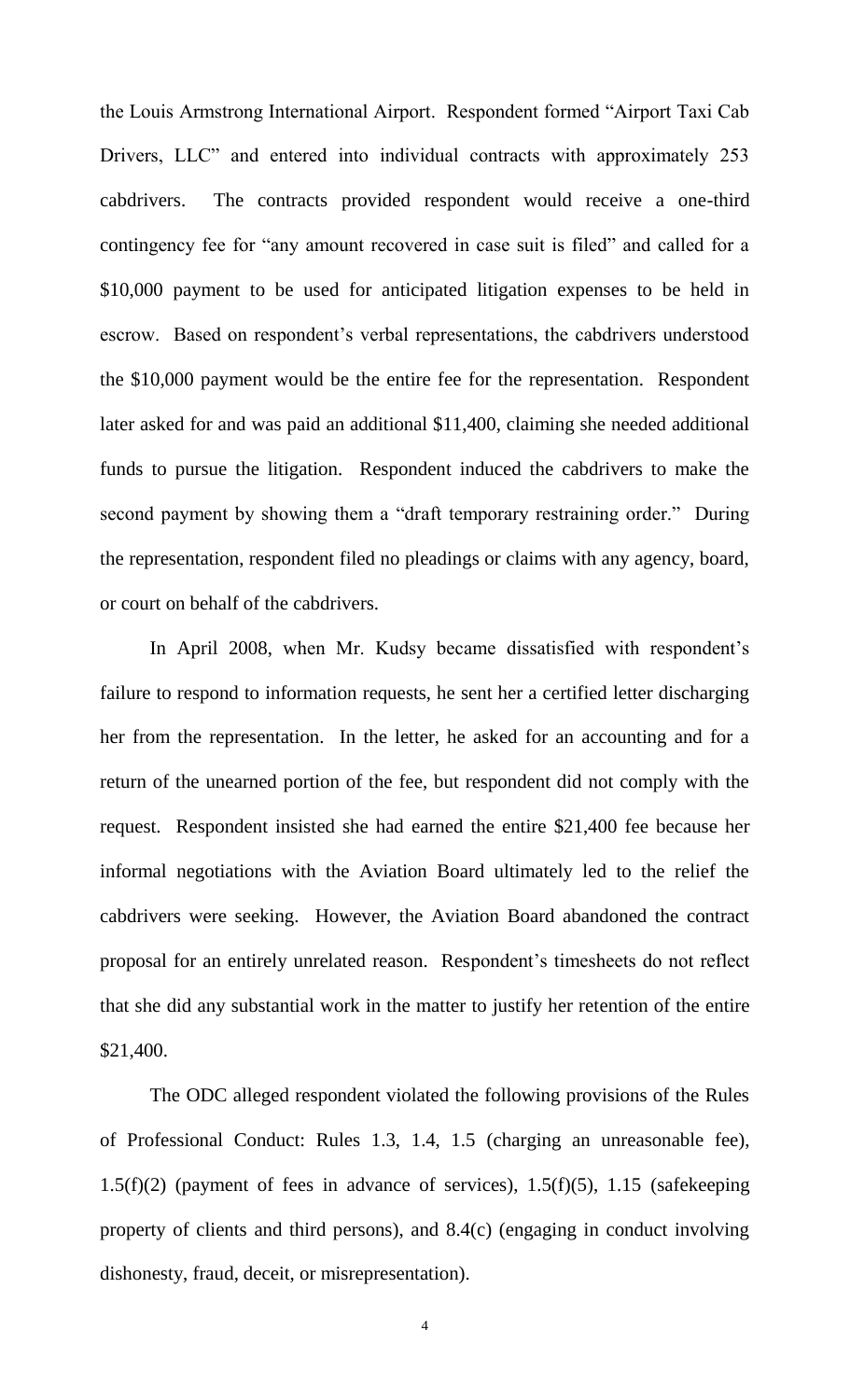the Louis Armstrong International Airport. Respondent formed "Airport Taxi Cab Drivers, LLC" and entered into individual contracts with approximately 253 cabdrivers. The contracts provided respondent would receive a one-third contingency fee for "any amount recovered in case suit is filed" and called for a $10,000 payment to be used for anticipated litigation expenses to be held in escrow. Based on respondent's verbal representations, the cabdrivers understood the $10,000 payment would be the entire fee for the representation. Respondent later asked for and was paid an additional $11,400, claiming she needed additional funds to pursue the litigation. Respondent induced the cabdrivers to make the second payment by showing them a "draft temporary restraining order." During the representation, respondent filed no pleadings or claims with any agency, board, or court on behalf of the cabdrivers.

In April 2008, when Mr. Kudsy became dissatisfied with respondent's failure to respond to information requests, he sent her a certified letter discharging her from the representation. In the letter, he asked for an accounting and for a return of the unearned portion of the fee, but respondent did not comply with the request. Respondent insisted she had earned the entire $21,400 fee because her informal negotiations with the Aviation Board ultimately led to the relief the cabdrivers were seeking. However, the Aviation Board abandoned the contract proposal for an entirely unrelated reason. Respondent's timesheets do not reflect that she did any substantial work in the matter to justify her retention of the entire $21,400.

The ODC alleged respondent violated the following provisions of the Rules of Professional Conduct: Rules 1.3, 1.4, 1.5 (charging an unreasonable fee), 1.5(f)(2) (payment of fees in advance of services), 1.5(f)(5), 1.15 (safekeeping property of clients and third persons), and 8.4(c) (engaging in conduct involving dishonesty, fraud, deceit, or misrepresentation).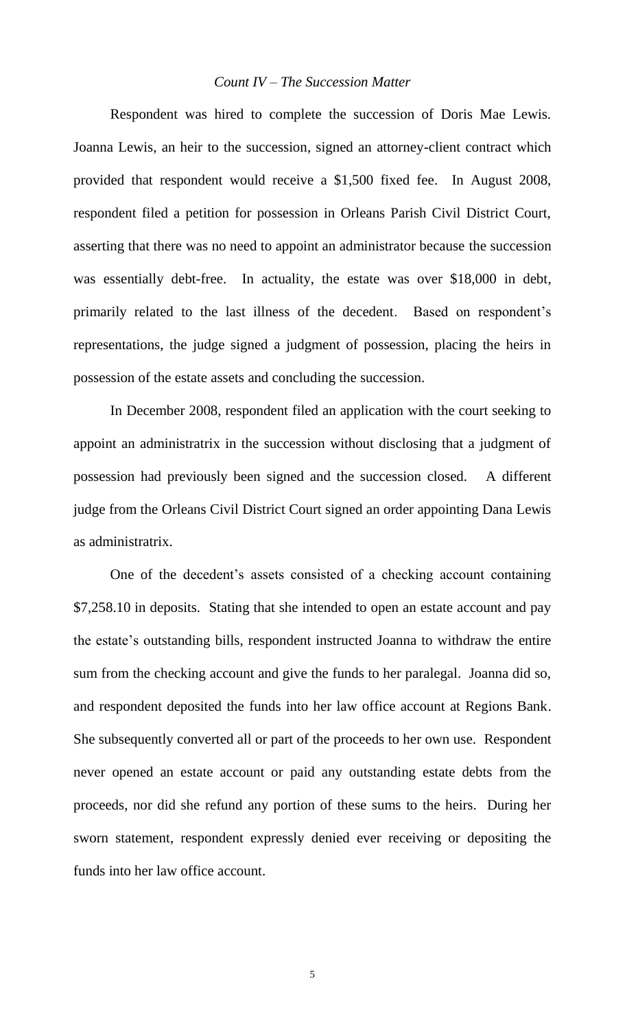*Count IV – The Succession Matter*

Respondent was hired to complete the succession of Doris Mae Lewis. Joanna Lewis, an heir to the succession, signed an attorney-client contract which provided that respondent would receive a $1,500 fixed fee. In August 2008, respondent filed a petition for possession in Orleans Parish Civil District Court, asserting that there was no need to appoint an administrator because the succession was essentially debt-free. In actuality, the estate was over $18,000 in debt, primarily related to the last illness of the decedent. Based on respondent's representations, the judge signed a judgment of possession, placing the heirs in possession of the estate assets and concluding the succession.

In December 2008, respondent filed an application with the court seeking to appoint an administratrix in the succession without disclosing that a judgment of possession had previously been signed and the succession closed. A different judge from the Orleans Civil District Court signed an order appointing Dana Lewis as administratrix.

One of the decedent's assets consisted of a checking account containing $7,258.10 in deposits. Stating that she intended to open an estate account and pay the estate's outstanding bills, respondent instructed Joanna to withdraw the entire sum from the checking account and give the funds to her paralegal. Joanna did so, and respondent deposited the funds into her law office account at Regions Bank. She subsequently converted all or part of the proceeds to her own use. Respondent never opened an estate account or paid any outstanding estate debts from the proceeds, nor did she refund any portion of these sums to the heirs. During her sworn statement, respondent expressly denied ever receiving or depositing the funds into her law office account.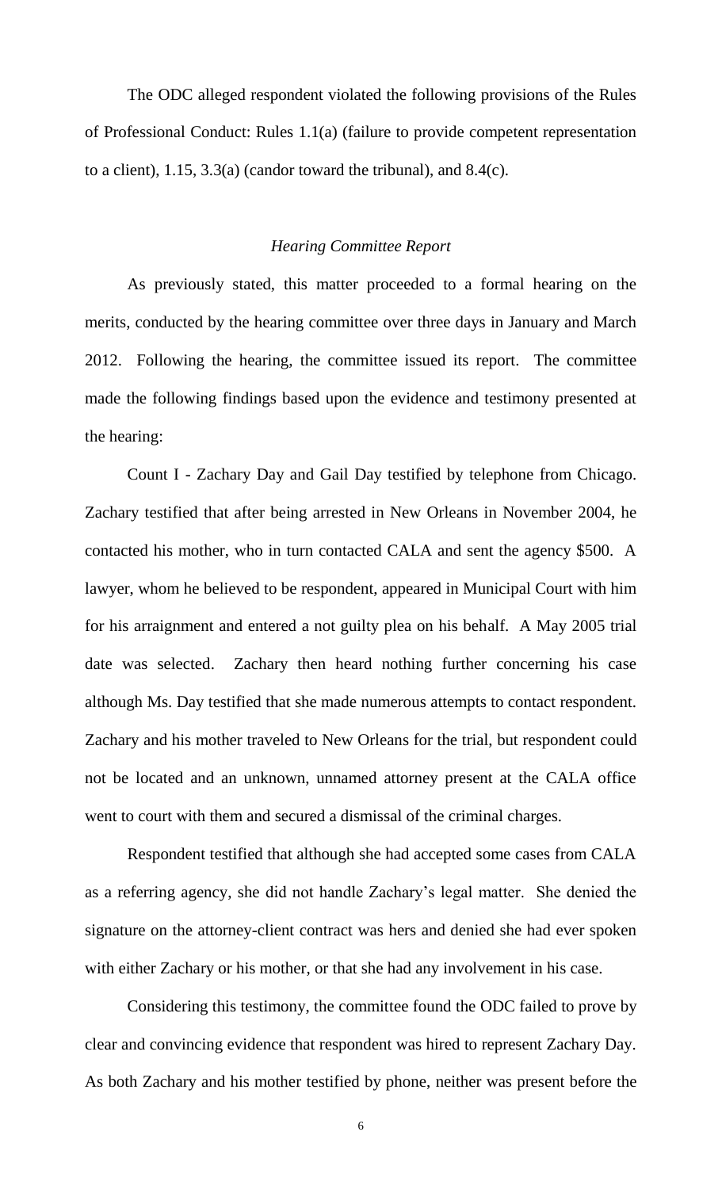The ODC alleged respondent violated the following provisions of the Rules of Professional Conduct: Rules 1.1(a) (failure to provide competent representation to a client), 1.15, 3.3(a) (candor toward the tribunal), and 8.4(c).

### *Hearing Committee Report*

As previously stated, this matter proceeded to a formal hearing on the merits, conducted by the hearing committee over three days in January and March 2012. Following the hearing, the committee issued its report. The committee made the following findings based upon the evidence and testimony presented at the hearing:

Count I - Zachary Day and Gail Day testified by telephone from Chicago. Zachary testified that after being arrested in New Orleans in November 2004, he contacted his mother, who in turn contacted CALA and sent the agency $500. A lawyer, whom he believed to be respondent, appeared in Municipal Court with him for his arraignment and entered a not guilty plea on his behalf. A May 2005 trial date was selected. Zachary then heard nothing further concerning his case although Ms. Day testified that she made numerous attempts to contact respondent. Zachary and his mother traveled to New Orleans for the trial, but respondent could not be located and an unknown, unnamed attorney present at the CALA office went to court with them and secured a dismissal of the criminal charges.

Respondent testified that although she had accepted some cases from CALA as a referring agency, she did not handle Zachary's legal matter. She denied the signature on the attorney-client contract was hers and denied she had ever spoken with either Zachary or his mother, or that she had any involvement in his case.

Considering this testimony, the committee found the ODC failed to prove by clear and convincing evidence that respondent was hired to represent Zachary Day. As both Zachary and his mother testified by phone, neither was present before the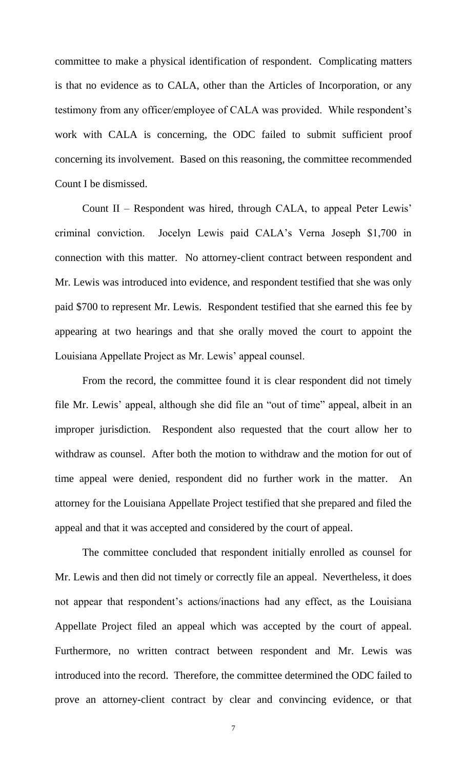committee to make a physical identification of respondent. Complicating matters is that no evidence as to CALA, other than the Articles of Incorporation, or any testimony from any officer/employee of CALA was provided. While respondent's work with CALA is concerning, the ODC failed to submit sufficient proof concerning its involvement. Based on this reasoning, the committee recommended Count I be dismissed.

Count II – Respondent was hired, through CALA, to appeal Peter Lewis' criminal conviction. Jocelyn Lewis paid CALA's Verna Joseph $1,700 in connection with this matter. No attorney-client contract between respondent and Mr. Lewis was introduced into evidence, and respondent testified that she was only paid $700 to represent Mr. Lewis. Respondent testified that she earned this fee by appearing at two hearings and that she orally moved the court to appoint the Louisiana Appellate Project as Mr. Lewis' appeal counsel.

From the record, the committee found it is clear respondent did not timely file Mr. Lewis' appeal, although she did file an "out of time" appeal, albeit in an improper jurisdiction. Respondent also requested that the court allow her to withdraw as counsel. After both the motion to withdraw and the motion for out of time appeal were denied, respondent did no further work in the matter. An attorney for the Louisiana Appellate Project testified that she prepared and filed the appeal and that it was accepted and considered by the court of appeal.

The committee concluded that respondent initially enrolled as counsel for Mr. Lewis and then did not timely or correctly file an appeal. Nevertheless, it does not appear that respondent's actions/inactions had any effect, as the Louisiana Appellate Project filed an appeal which was accepted by the court of appeal. Furthermore, no written contract between respondent and Mr. Lewis was introduced into the record. Therefore, the committee determined the ODC failed to prove an attorney-client contract by clear and convincing evidence, or that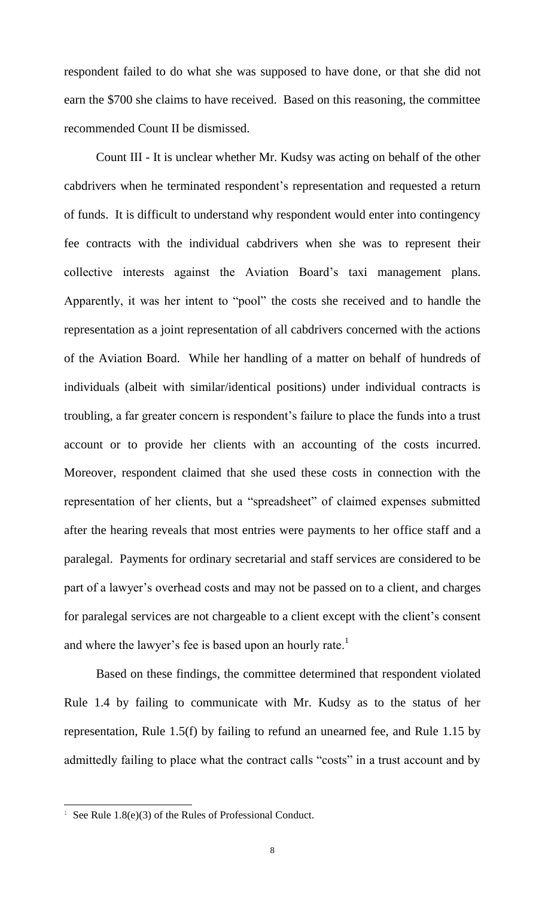respondent failed to do what she was supposed to have done, or that she did not earn the $700 she claims to have received. Based on this reasoning, the committee recommended Count II be dismissed.

Count III - It is unclear whether Mr. Kudsy was acting on behalf of the other cabdrivers when he terminated respondent's representation and requested a return of funds. It is difficult to understand why respondent would enter into contingency fee contracts with the individual cabdrivers when she was to represent their collective interests against the Aviation Board's taxi management plans. Apparently, it was her intent to "pool" the costs she received and to handle the representation as a joint representation of all cabdrivers concerned with the actions of the Aviation Board. While her handling of a matter on behalf of hundreds of individuals (albeit with similar/identical positions) under individual contracts is troubling, a far greater concern is respondent's failure to place the funds into a trust account or to provide her clients with an accounting of the costs incurred. Moreover, respondent claimed that she used these costs in connection with the representation of her clients, but a "spreadsheet" of claimed expenses submitted after the hearing reveals that most entries were payments to her office staff and a paralegal. Payments for ordinary secretarial and staff services are considered to be part of a lawyer's overhead costs and may not be passed on to a client, and charges for paralegal services are not chargeable to a client except with the client's consent and where the lawyer's fee is based upon an hourly rate.[1]

Based on these findings, the committee determined that respondent violated Rule 1.4 by failing to communicate with Mr. Kudsy as to the status of her representation, Rule 1.5(f) by failing to refund an unearned fee, and Rule 1.15 by admittedly failing to place what the contract calls "costs" in a trust account and by

---

[1] See Rule 1.8(e)(3) of the Rules of Professional Conduct.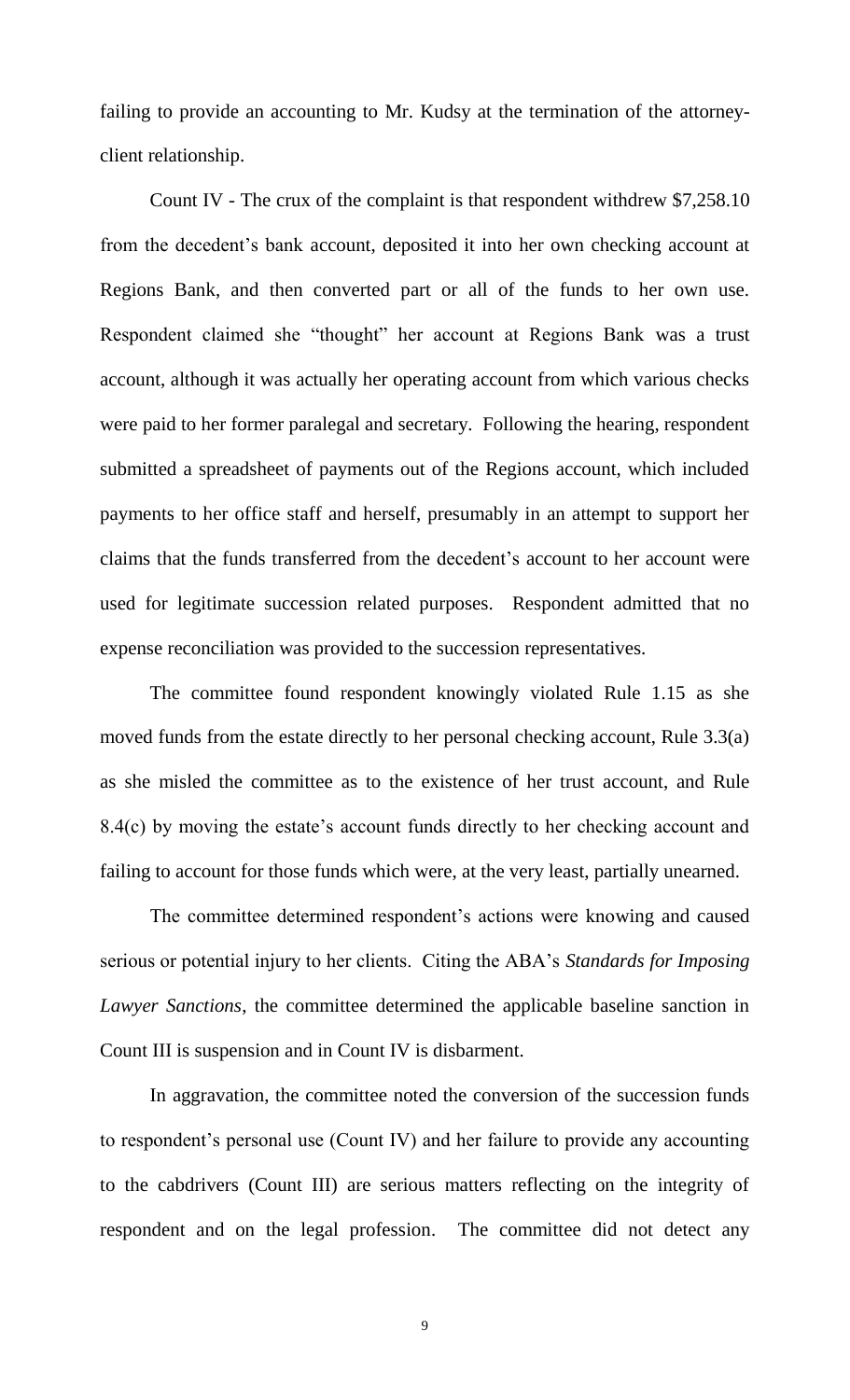failing to provide an accounting to Mr. Kudsy at the termination of the attorney-client relationship.

Count IV - The crux of the complaint is that respondent withdrew $7,258.10 from the decedent's bank account, deposited it into her own checking account at Regions Bank, and then converted part or all of the funds to her own use. Respondent claimed she "thought" her account at Regions Bank was a trust account, although it was actually her operating account from which various checks were paid to her former paralegal and secretary. Following the hearing, respondent submitted a spreadsheet of payments out of the Regions account, which included payments to her office staff and herself, presumably in an attempt to support her claims that the funds transferred from the decedent's account to her account were used for legitimate succession related purposes. Respondent admitted that no expense reconciliation was provided to the succession representatives.

The committee found respondent knowingly violated Rule 1.15 as she moved funds from the estate directly to her personal checking account, Rule 3.3(a) as she misled the committee as to the existence of her trust account, and Rule 8.4(c) by moving the estate's account funds directly to her checking account and failing to account for those funds which were, at the very least, partially unearned.

The committee determined respondent's actions were knowing and caused serious or potential injury to her clients. Citing the ABA's *Standards for Imposing Lawyer Sanctions*, the committee determined the applicable baseline sanction in Count III is suspension and in Count IV is disbarment.

In aggravation, the committee noted the conversion of the succession funds to respondent's personal use (Count IV) and her failure to provide any accounting to the cabdrivers (Count III) are serious matters reflecting on the integrity of respondent and on the legal profession. The committee did not detect any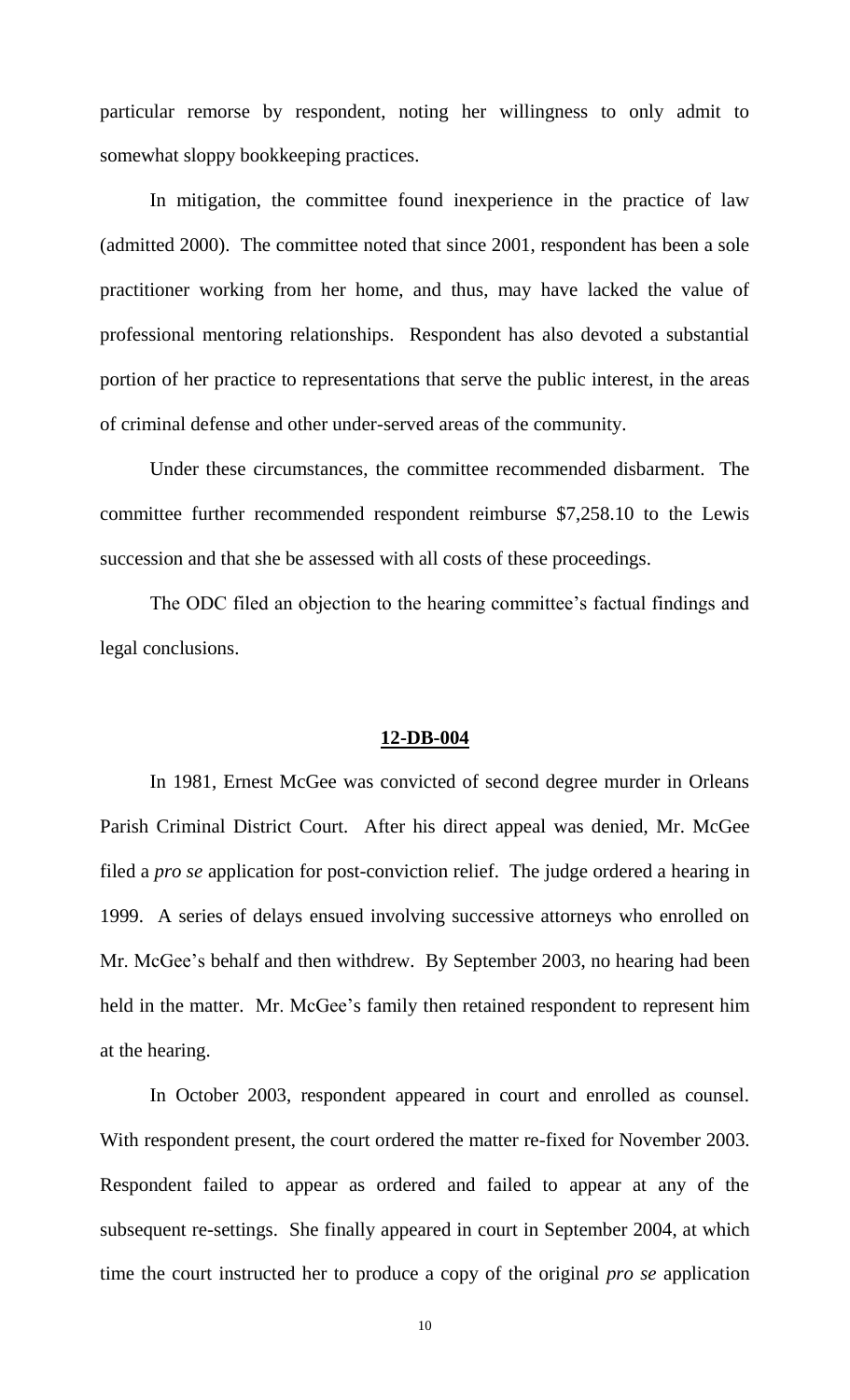particular remorse by respondent, noting her willingness to only admit to somewhat sloppy bookkeeping practices.

In mitigation, the committee found inexperience in the practice of law (admitted 2000). The committee noted that since 2001, respondent has been a sole practitioner working from her home, and thus, may have lacked the value of professional mentoring relationships. Respondent has also devoted a substantial portion of her practice to representations that serve the public interest, in the areas of criminal defense and other under-served areas of the community.

Under these circumstances, the committee recommended disbarment. The committee further recommended respondent reimburse $7,258.10 to the Lewis succession and that she be assessed with all costs of these proceedings.

The ODC filed an objection to the hearing committee's factual findings and legal conclusions.

## **12-DB-004**

In 1981, Ernest McGee was convicted of second degree murder in Orleans Parish Criminal District Court. After his direct appeal was denied, Mr. McGee filed a *pro se* application for post-conviction relief. The judge ordered a hearing in 1999. A series of delays ensued involving successive attorneys who enrolled on Mr. McGee's behalf and then withdrew. By September 2003, no hearing had been held in the matter. Mr. McGee's family then retained respondent to represent him at the hearing.

In October 2003, respondent appeared in court and enrolled as counsel. With respondent present, the court ordered the matter re-fixed for November 2003. Respondent failed to appear as ordered and failed to appear at any of the subsequent re-settings. She finally appeared in court in September 2004, at which time the court instructed her to produce a copy of the original *pro se* application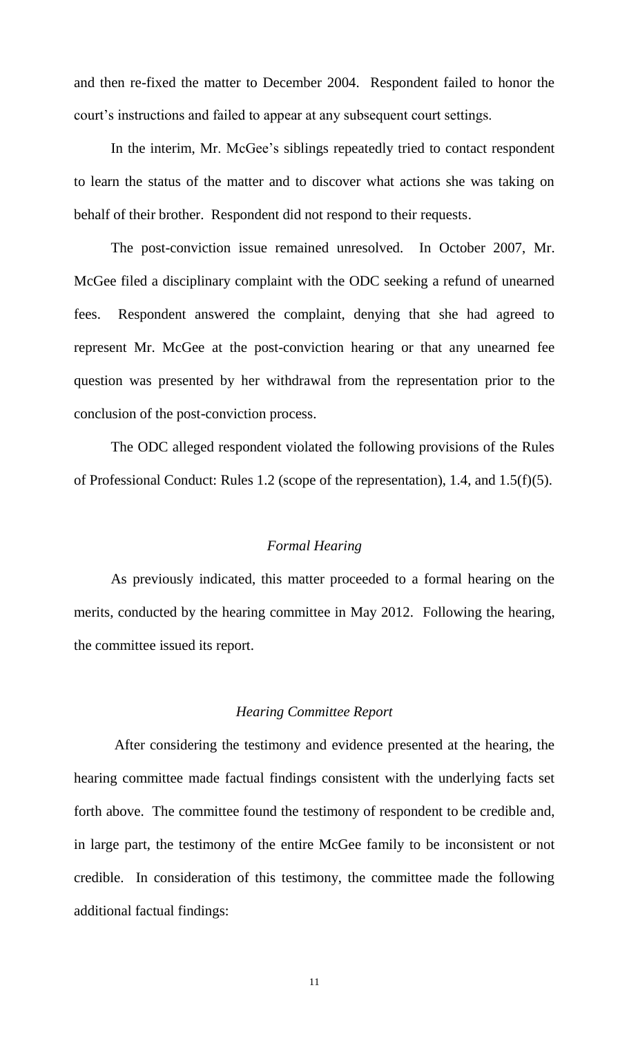and then re-fixed the matter to December 2004. Respondent failed to honor the court's instructions and failed to appear at any subsequent court settings.

In the interim, Mr. McGee's siblings repeatedly tried to contact respondent to learn the status of the matter and to discover what actions she was taking on behalf of their brother. Respondent did not respond to their requests.

The post-conviction issue remained unresolved. In October 2007, Mr. McGee filed a disciplinary complaint with the ODC seeking a refund of unearned fees. Respondent answered the complaint, denying that she had agreed to represent Mr. McGee at the post-conviction hearing or that any unearned fee question was presented by her withdrawal from the representation prior to the conclusion of the post-conviction process.

The ODC alleged respondent violated the following provisions of the Rules of Professional Conduct: Rules 1.2 (scope of the representation), 1.4, and 1.5(f)(5).

### *Formal Hearing*

As previously indicated, this matter proceeded to a formal hearing on the merits, conducted by the hearing committee in May 2012. Following the hearing, the committee issued its report.

### *Hearing Committee Report*

After considering the testimony and evidence presented at the hearing, the hearing committee made factual findings consistent with the underlying facts set forth above. The committee found the testimony of respondent to be credible and, in large part, the testimony of the entire McGee family to be inconsistent or not credible. In consideration of this testimony, the committee made the following additional factual findings: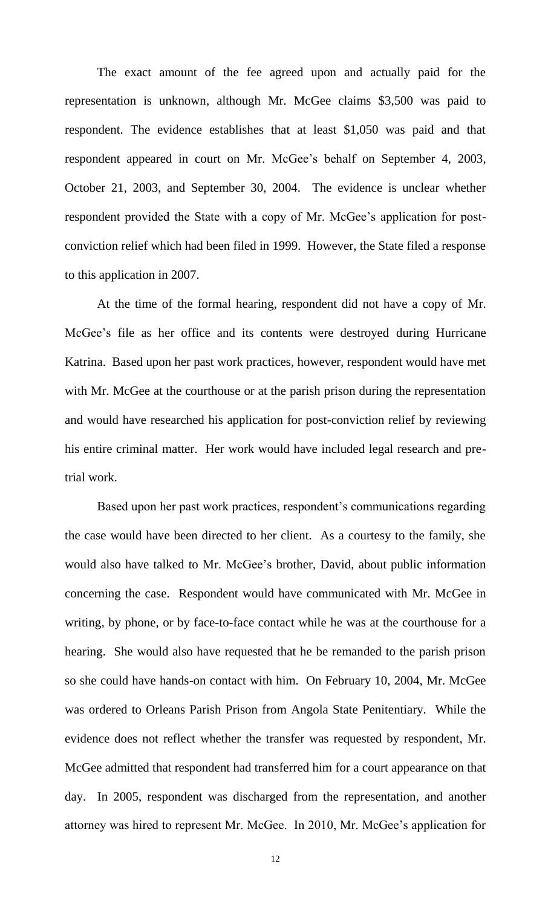The exact amount of the fee agreed upon and actually paid for the representation is unknown, although Mr. McGee claims $3,500 was paid to respondent. The evidence establishes that at least $1,050 was paid and that respondent appeared in court on Mr. McGee's behalf on September 4, 2003, October 21, 2003, and September 30, 2004. The evidence is unclear whether respondent provided the State with a copy of Mr. McGee's application for post-conviction relief which had been filed in 1999. However, the State filed a response to this application in 2007.

At the time of the formal hearing, respondent did not have a copy of Mr. McGee's file as her office and its contents were destroyed during Hurricane Katrina. Based upon her past work practices, however, respondent would have met with Mr. McGee at the courthouse or at the parish prison during the representation and would have researched his application for post-conviction relief by reviewing his entire criminal matter. Her work would have included legal research and pre-trial work.

Based upon her past work practices, respondent's communications regarding the case would have been directed to her client. As a courtesy to the family, she would also have talked to Mr. McGee's brother, David, about public information concerning the case. Respondent would have communicated with Mr. McGee in writing, by phone, or by face-to-face contact while he was at the courthouse for a hearing. She would also have requested that he be remanded to the parish prison so she could have hands-on contact with him. On February 10, 2004, Mr. McGee was ordered to Orleans Parish Prison from Angola State Penitentiary. While the evidence does not reflect whether the transfer was requested by respondent, Mr. McGee admitted that respondent had transferred him for a court appearance on that day. In 2005, respondent was discharged from the representation, and another attorney was hired to represent Mr. McGee. In 2010, Mr. McGee's application for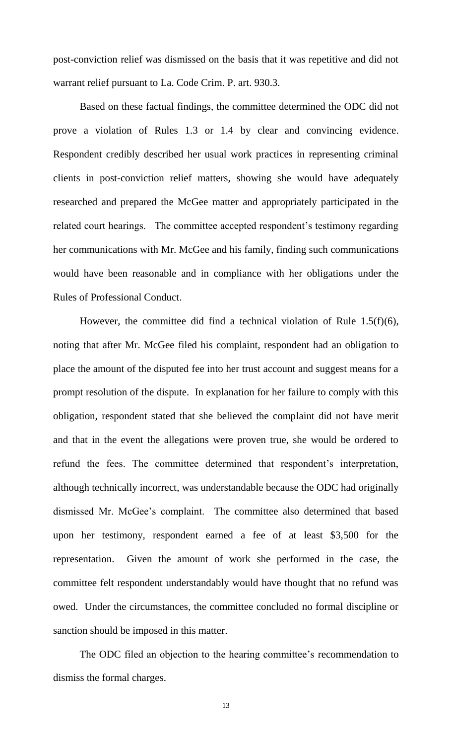post-conviction relief was dismissed on the basis that it was repetitive and did not warrant relief pursuant to La. Code Crim. P. art. 930.3.

Based on these factual findings, the committee determined the ODC did not prove a violation of Rules 1.3 or 1.4 by clear and convincing evidence. Respondent credibly described her usual work practices in representing criminal clients in post-conviction relief matters, showing she would have adequately researched and prepared the McGee matter and appropriately participated in the related court hearings. The committee accepted respondent's testimony regarding her communications with Mr. McGee and his family, finding such communications would have been reasonable and in compliance with her obligations under the Rules of Professional Conduct.

However, the committee did find a technical violation of Rule 1.5(f)(6), noting that after Mr. McGee filed his complaint, respondent had an obligation to place the amount of the disputed fee into her trust account and suggest means for a prompt resolution of the dispute. In explanation for her failure to comply with this obligation, respondent stated that she believed the complaint did not have merit and that in the event the allegations were proven true, she would be ordered to refund the fees. The committee determined that respondent's interpretation, although technically incorrect, was understandable because the ODC had originally dismissed Mr. McGee's complaint. The committee also determined that based upon her testimony, respondent earned a fee of at least $3,500 for the representation. Given the amount of work she performed in the case, the committee felt respondent understandably would have thought that no refund was owed. Under the circumstances, the committee concluded no formal discipline or sanction should be imposed in this matter.

The ODC filed an objection to the hearing committee's recommendation to dismiss the formal charges.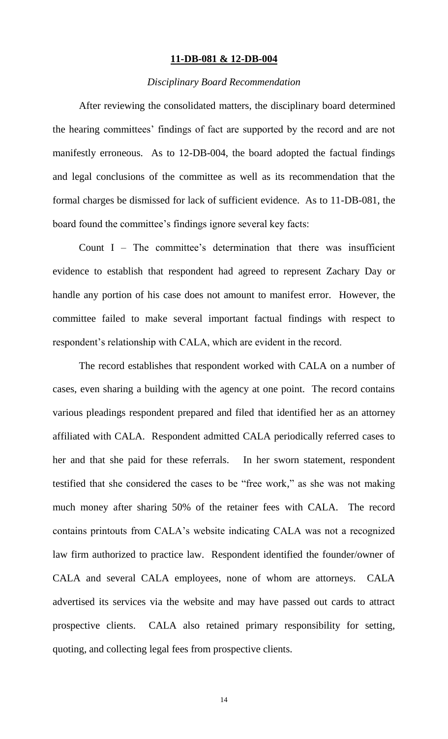## 11-DB-081 & 12-DB-004

### *Disciplinary Board Recommendation*

After reviewing the consolidated matters, the disciplinary board determined the hearing committees' findings of fact are supported by the record and are not manifestly erroneous. As to 12-DB-004, the board adopted the factual findings and legal conclusions of the committee as well as its recommendation that the formal charges be dismissed for lack of sufficient evidence. As to 11-DB-081, the board found the committee's findings ignore several key facts:

Count I – The committee's determination that there was insufficient evidence to establish that respondent had agreed to represent Zachary Day or handle any portion of his case does not amount to manifest error. However, the committee failed to make several important factual findings with respect to respondent's relationship with CALA, which are evident in the record.

The record establishes that respondent worked with CALA on a number of cases, even sharing a building with the agency at one point. The record contains various pleadings respondent prepared and filed that identified her as an attorney affiliated with CALA. Respondent admitted CALA periodically referred cases to her and that she paid for these referrals. In her sworn statement, respondent testified that she considered the cases to be "free work," as she was not making much money after sharing 50% of the retainer fees with CALA. The record contains printouts from CALA's website indicating CALA was not a recognized law firm authorized to practice law. Respondent identified the founder/owner of CALA and several CALA employees, none of whom are attorneys. CALA advertised its services via the website and may have passed out cards to attract prospective clients. CALA also retained primary responsibility for setting, quoting, and collecting legal fees from prospective clients.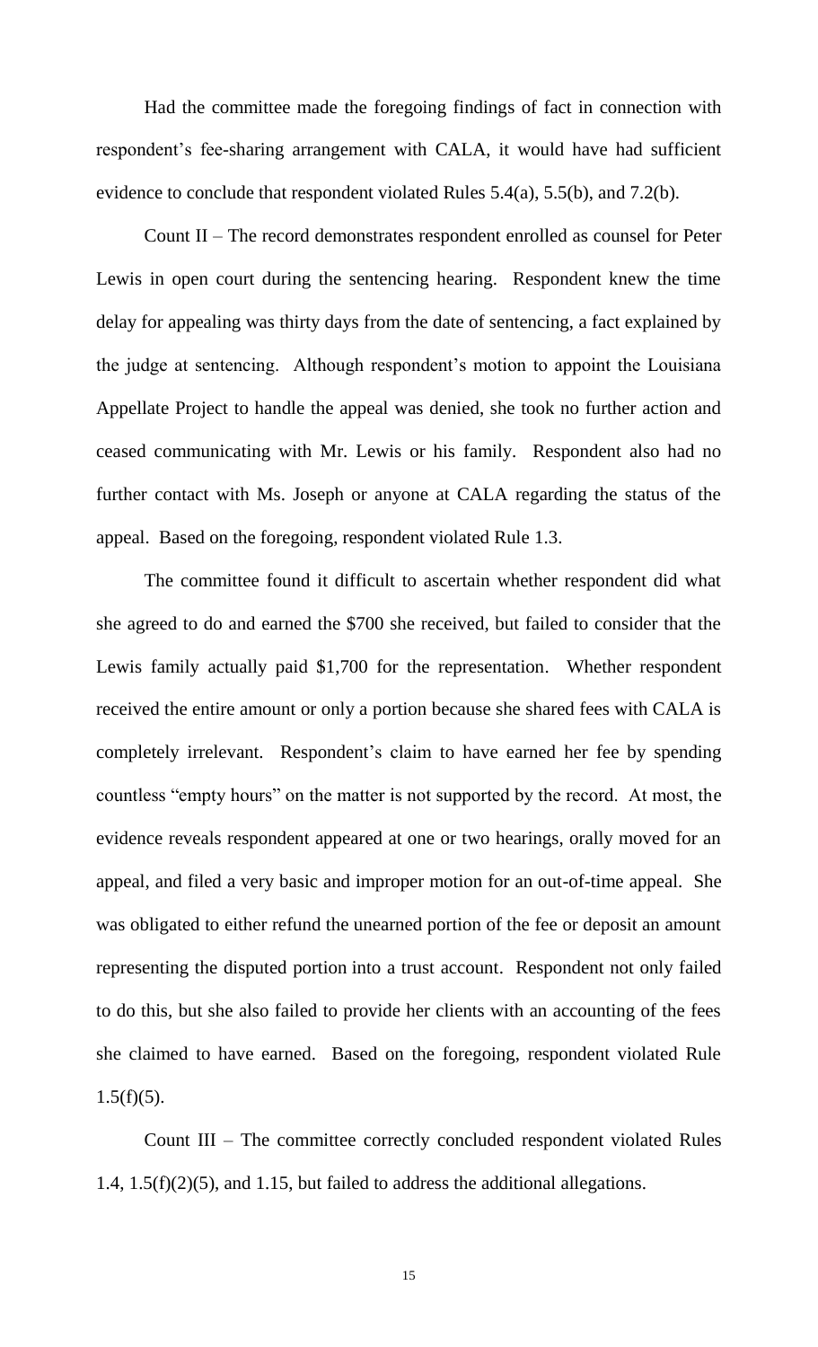Had the committee made the foregoing findings of fact in connection with respondent's fee-sharing arrangement with CALA, it would have had sufficient evidence to conclude that respondent violated Rules 5.4(a), 5.5(b), and 7.2(b).

Count II – The record demonstrates respondent enrolled as counsel for Peter Lewis in open court during the sentencing hearing. Respondent knew the time delay for appealing was thirty days from the date of sentencing, a fact explained by the judge at sentencing. Although respondent's motion to appoint the Louisiana Appellate Project to handle the appeal was denied, she took no further action and ceased communicating with Mr. Lewis or his family. Respondent also had no further contact with Ms. Joseph or anyone at CALA regarding the status of the appeal. Based on the foregoing, respondent violated Rule 1.3.

The committee found it difficult to ascertain whether respondent did what she agreed to do and earned the $700 she received, but failed to consider that the Lewis family actually paid $1,700 for the representation. Whether respondent received the entire amount or only a portion because she shared fees with CALA is completely irrelevant. Respondent's claim to have earned her fee by spending countless "empty hours" on the matter is not supported by the record. At most, the evidence reveals respondent appeared at one or two hearings, orally moved for an appeal, and filed a very basic and improper motion for an out-of-time appeal. She was obligated to either refund the unearned portion of the fee or deposit an amount representing the disputed portion into a trust account. Respondent not only failed to do this, but she also failed to provide her clients with an accounting of the fees she claimed to have earned. Based on the foregoing, respondent violated Rule 1.5(f)(5).

Count III – The committee correctly concluded respondent violated Rules 1.4, 1.5(f)(2)(5), and 1.15, but failed to address the additional allegations.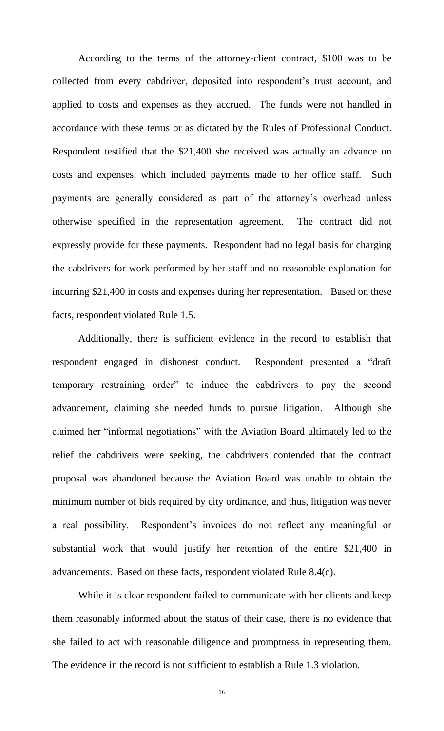According to the terms of the attorney-client contract, $100 was to be collected from every cabdriver, deposited into respondent's trust account, and applied to costs and expenses as they accrued. The funds were not handled in accordance with these terms or as dictated by the Rules of Professional Conduct. Respondent testified that the $21,400 she received was actually an advance on costs and expenses, which included payments made to her office staff. Such payments are generally considered as part of the attorney's overhead unless otherwise specified in the representation agreement. The contract did not expressly provide for these payments. Respondent had no legal basis for charging the cabdrivers for work performed by her staff and no reasonable explanation for incurring $21,400 in costs and expenses during her representation. Based on these facts, respondent violated Rule 1.5.

Additionally, there is sufficient evidence in the record to establish that respondent engaged in dishonest conduct. Respondent presented a "draft temporary restraining order" to induce the cabdrivers to pay the second advancement, claiming she needed funds to pursue litigation. Although she claimed her "informal negotiations" with the Aviation Board ultimately led to the relief the cabdrivers were seeking, the cabdrivers contended that the contract proposal was abandoned because the Aviation Board was unable to obtain the minimum number of bids required by city ordinance, and thus, litigation was never a real possibility. Respondent's invoices do not reflect any meaningful or substantial work that would justify her retention of the entire $21,400 in advancements. Based on these facts, respondent violated Rule 8.4(c).

While it is clear respondent failed to communicate with her clients and keep them reasonably informed about the status of their case, there is no evidence that she failed to act with reasonable diligence and promptness in representing them. The evidence in the record is not sufficient to establish a Rule 1.3 violation.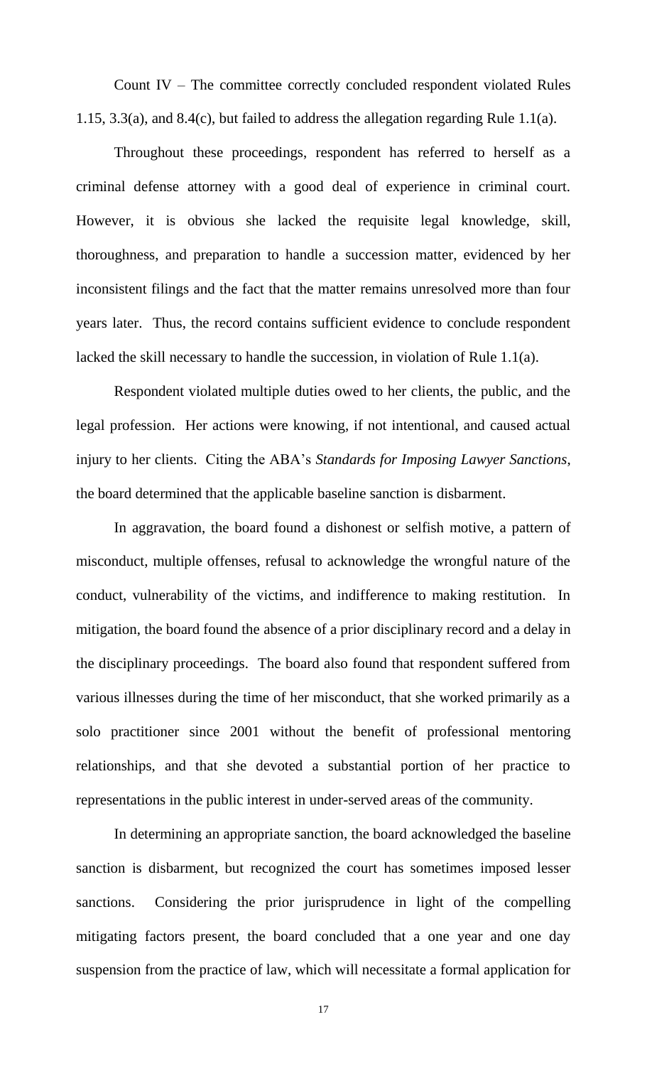Count IV – The committee correctly concluded respondent violated Rules 1.15, 3.3(a), and 8.4(c), but failed to address the allegation regarding Rule 1.1(a).

Throughout these proceedings, respondent has referred to herself as a criminal defense attorney with a good deal of experience in criminal court. However, it is obvious she lacked the requisite legal knowledge, skill, thoroughness, and preparation to handle a succession matter, evidenced by her inconsistent filings and the fact that the matter remains unresolved more than four years later. Thus, the record contains sufficient evidence to conclude respondent lacked the skill necessary to handle the succession, in violation of Rule 1.1(a).

Respondent violated multiple duties owed to her clients, the public, and the legal profession. Her actions were knowing, if not intentional, and caused actual injury to her clients. Citing the ABA's *Standards for Imposing Lawyer Sanctions*, the board determined that the applicable baseline sanction is disbarment.

In aggravation, the board found a dishonest or selfish motive, a pattern of misconduct, multiple offenses, refusal to acknowledge the wrongful nature of the conduct, vulnerability of the victims, and indifference to making restitution. In mitigation, the board found the absence of a prior disciplinary record and a delay in the disciplinary proceedings. The board also found that respondent suffered from various illnesses during the time of her misconduct, that she worked primarily as a solo practitioner since 2001 without the benefit of professional mentoring relationships, and that she devoted a substantial portion of her practice to representations in the public interest in under-served areas of the community.

In determining an appropriate sanction, the board acknowledged the baseline sanction is disbarment, but recognized the court has sometimes imposed lesser sanctions. Considering the prior jurisprudence in light of the compelling mitigating factors present, the board concluded that a one year and one day suspension from the practice of law, which will necessitate a formal application for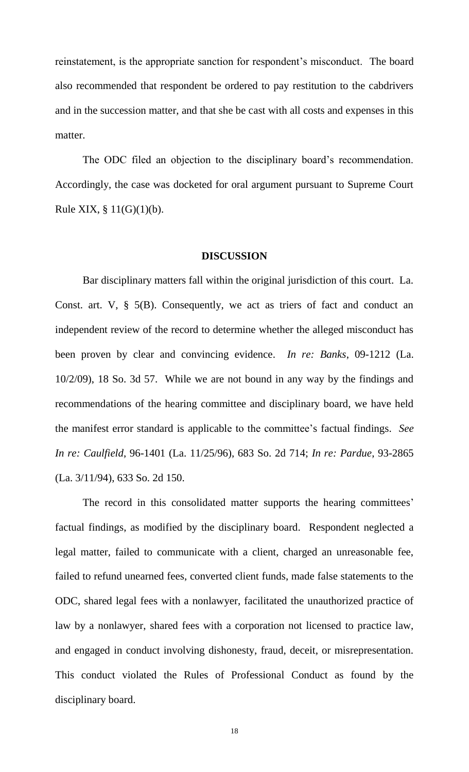reinstatement, is the appropriate sanction for respondent's misconduct. The board also recommended that respondent be ordered to pay restitution to the cabdrivers and in the succession matter, and that she be cast with all costs and expenses in this matter.

The ODC filed an objection to the disciplinary board's recommendation. Accordingly, the case was docketed for oral argument pursuant to Supreme Court Rule XIX, § 11(G)(1)(b).

## DISCUSSION

Bar disciplinary matters fall within the original jurisdiction of this court. La. Const. art. V, § 5(B). Consequently, we act as triers of fact and conduct an independent review of the record to determine whether the alleged misconduct has been proven by clear and convincing evidence. *In re: Banks*, 09-1212 (La. 10/2/09), 18 So. 3d 57. While we are not bound in any way by the findings and recommendations of the hearing committee and disciplinary board, we have held the manifest error standard is applicable to the committee's factual findings. *See In re: Caulfield*, 96-1401 (La. 11/25/96), 683 So. 2d 714; *In re: Pardue*, 93-2865 (La. 3/11/94), 633 So. 2d 150.

The record in this consolidated matter supports the hearing committees' factual findings, as modified by the disciplinary board. Respondent neglected a legal matter, failed to communicate with a client, charged an unreasonable fee, failed to refund unearned fees, converted client funds, made false statements to the ODC, shared legal fees with a nonlawyer, facilitated the unauthorized practice of law by a nonlawyer, shared fees with a corporation not licensed to practice law, and engaged in conduct involving dishonesty, fraud, deceit, or misrepresentation. This conduct violated the Rules of Professional Conduct as found by the disciplinary board.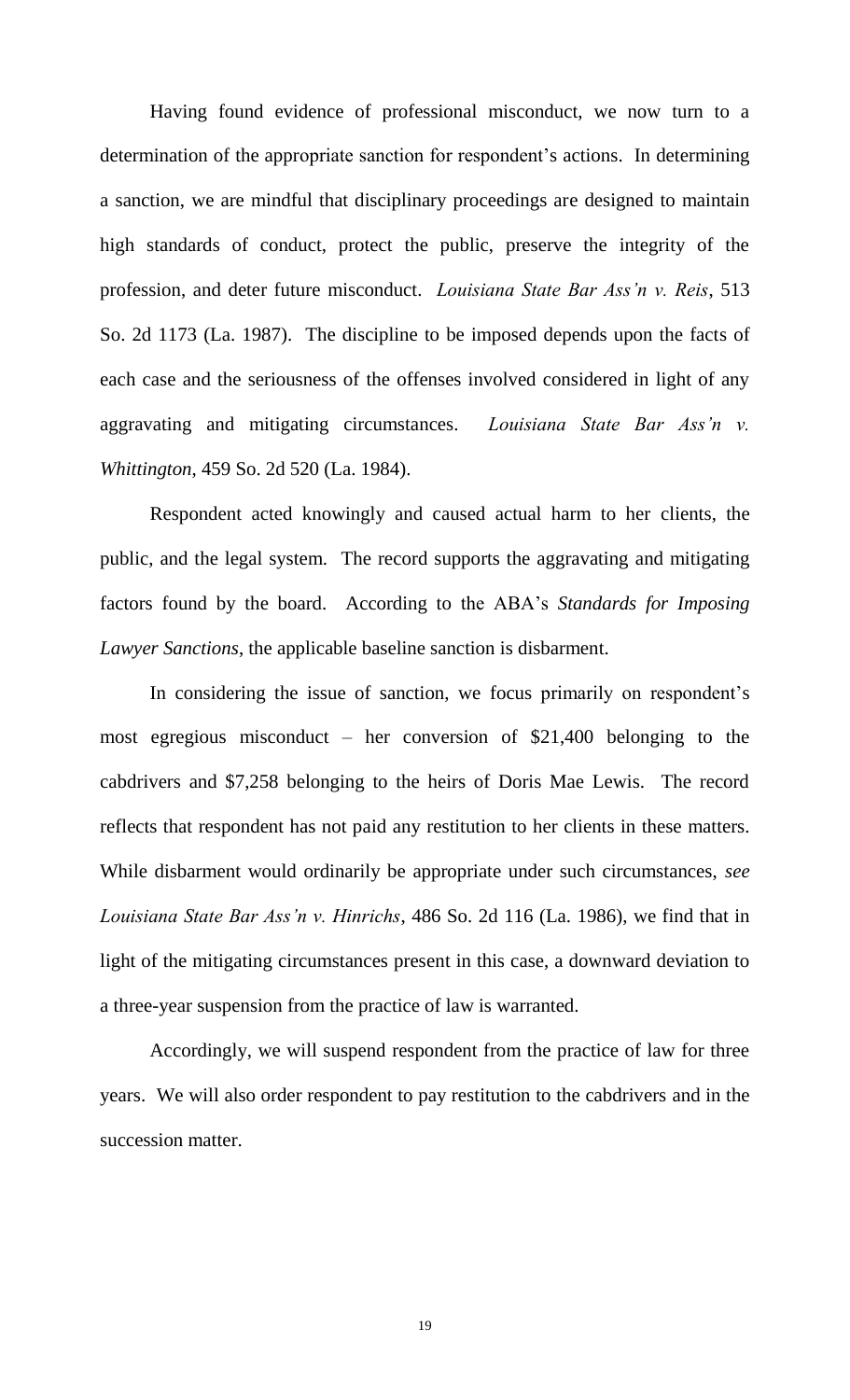Having found evidence of professional misconduct, we now turn to a determination of the appropriate sanction for respondent's actions. In determining a sanction, we are mindful that disciplinary proceedings are designed to maintain high standards of conduct, protect the public, preserve the integrity of the profession, and deter future misconduct. *Louisiana State Bar Ass'n v. Reis*, 513 So. 2d 1173 (La. 1987). The discipline to be imposed depends upon the facts of each case and the seriousness of the offenses involved considered in light of any aggravating and mitigating circumstances. *Louisiana State Bar Ass'n v. Whittington*, 459 So. 2d 520 (La. 1984).

Respondent acted knowingly and caused actual harm to her clients, the public, and the legal system. The record supports the aggravating and mitigating factors found by the board. According to the ABA's *Standards for Imposing Lawyer Sanctions*, the applicable baseline sanction is disbarment.

In considering the issue of sanction, we focus primarily on respondent's most egregious misconduct – her conversion of $21,400 belonging to the cabdrivers and $7,258 belonging to the heirs of Doris Mae Lewis. The record reflects that respondent has not paid any restitution to her clients in these matters. While disbarment would ordinarily be appropriate under such circumstances, *see Louisiana State Bar Ass'n v. Hinrichs*, 486 So. 2d 116 (La. 1986), we find that in light of the mitigating circumstances present in this case, a downward deviation to a three-year suspension from the practice of law is warranted.

Accordingly, we will suspend respondent from the practice of law for three years. We will also order respondent to pay restitution to the cabdrivers and in the succession matter.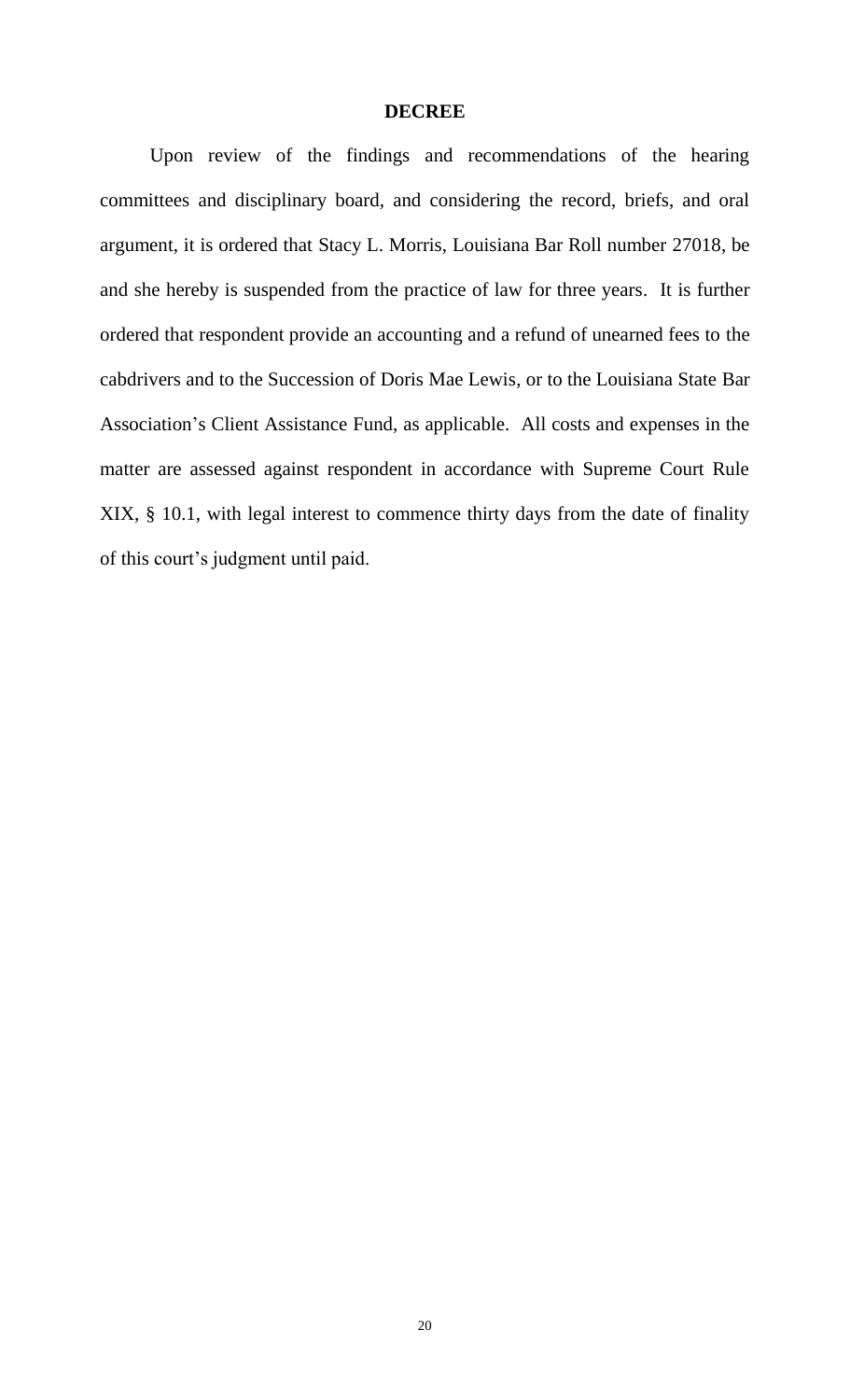## DECREE

Upon review of the findings and recommendations of the hearing committees and disciplinary board, and considering the record, briefs, and oral argument, it is ordered that Stacy L. Morris, Louisiana Bar Roll number 27018, be and she hereby is suspended from the practice of law for three years. It is further ordered that respondent provide an accounting and a refund of unearned fees to the cabdrivers and to the Succession of Doris Mae Lewis, or to the Louisiana State Bar Association's Client Assistance Fund, as applicable. All costs and expenses in the matter are assessed against respondent in accordance with Supreme Court Rule XIX, § 10.1, with legal interest to commence thirty days from the date of finality of this court's judgment until paid.